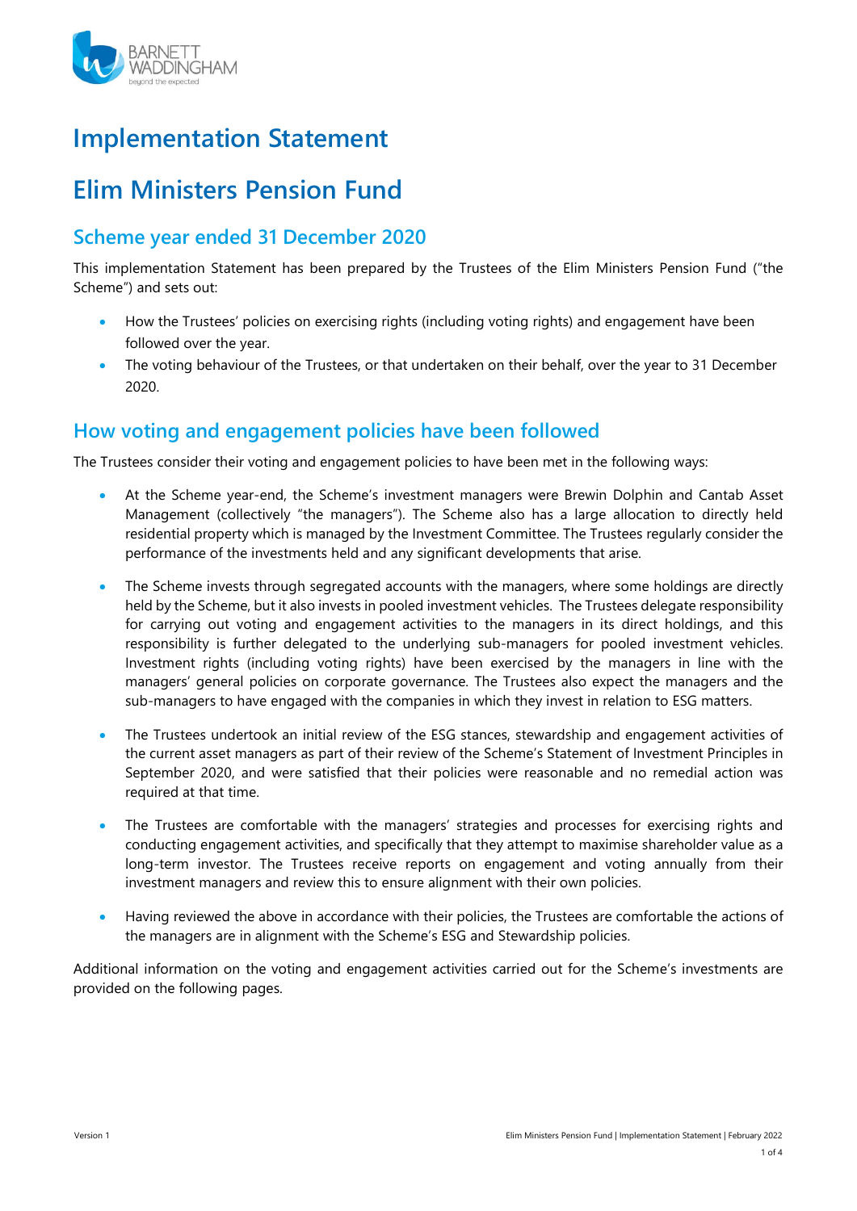# Implementation Statement

# Elim Ministers Pension Fund

## Scheme year ended 31 December 2020

This implementation Statement has been prepared by the Trustees of the Elim Ministers Pension Fund ("the Scheme") and sets out:

- How the Trustees' policies on exercising rights (including voting rights) and engagement have been followed over the year.
- The voting behaviour of the Trustees, or that undertaken on their behalf, over the year to 31 December 2020.

## How voting and engagement policies have been followed

The Trustees consider their voting and engagement policies to have been met in the following ways:

- At the Scheme year-end, the Scheme's investment managers were Brewin Dolphin and Cantab Asset Management (collectively "the managers"). The Scheme also has a large allocation to directly held residential property which is managed by the Investment Committee. The Trustees regularly consider the performance of the investments held and any significant developments that arise.
- The Scheme invests through segregated accounts with the managers, where some holdings are directly held by the Scheme, but it also invests in pooled investment vehicles. The Trustees delegate responsibility for carrying out voting and engagement activities to the managers in its direct holdings, and this responsibility is further delegated to the underlying sub-managers for pooled investment vehicles. Investment rights (including voting rights) have been exercised by the managers in line with the managers' general policies on corporate governance. The Trustees also expect the managers and the sub-managers to have engaged with the companies in which they invest in relation to ESG matters.
- The Trustees undertook an initial review of the ESG stances, stewardship and engagement activities of the current asset managers as part of their review of the Scheme's Statement of Investment Principles in September 2020, and were satisfied that their policies were reasonable and no remedial action was required at that time.
- The Trustees are comfortable with the managers' strategies and processes for exercising rights and conducting engagement activities, and specifically that they attempt to maximise shareholder value as a long-term investor. The Trustees receive reports on engagement and voting annually from their investment managers and review this to ensure alignment with their own policies.
- Having reviewed the above in accordance with their policies, the Trustees are comfortable the actions of the managers are in alignment with the Scheme's ESG and Stewardship policies.

Additional information on the voting and engagement activities carried out for the Scheme's investments are provided on the following pages.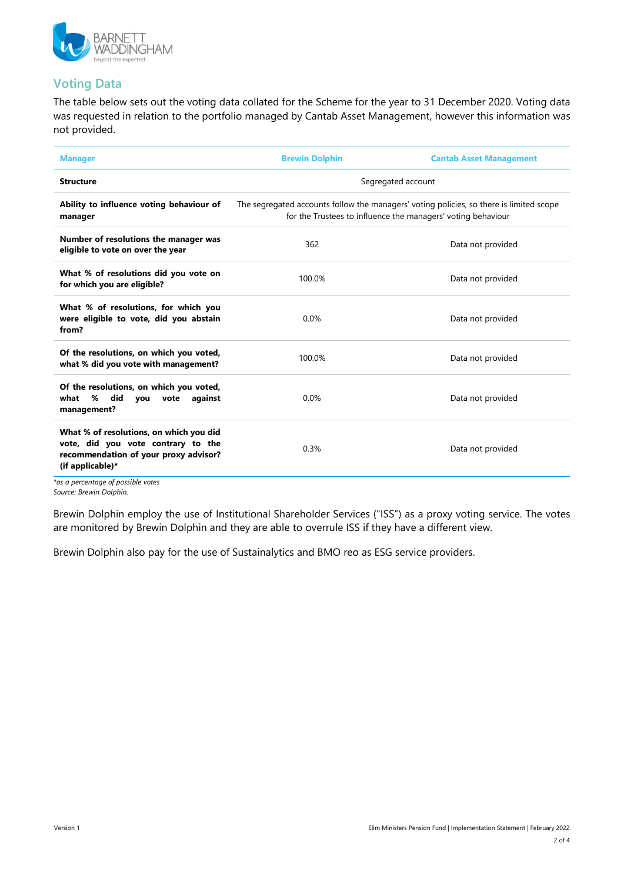## Voting Data

The table below sets out the voting data collated for the Scheme for the year to 31 December 2020. Voting data was requested in relation to the portfolio managed by Cantab Asset Management, however this information was not provided.

| Manager | Brewin Dolphin | Cantab Asset Management |
|---|---|---|
| **Structure** | Segregated account | |
| **Ability to influence voting behaviour of manager** | The segregated accounts follow the managers' voting policies, so there is limited scope for the Trustees to influence the managers' voting behaviour | |
| **Number of resolutions the manager was eligible to vote on over the year** | 362 | Data not provided |
| **What % of resolutions did you vote on for which you are eligible?** | 100.0% | Data not provided |
| **What % of resolutions, for which you were eligible to vote, did you abstain from?** | 0.0% | Data not provided |
| **Of the resolutions, on which you voted, what % did you vote with management?** | 100.0% | Data not provided |
| **Of the resolutions, on which you voted, what % did you vote against management?** | 0.0% | Data not provided |
| **What % of resolutions, on which you did vote, did you vote contrary to the recommendation of your proxy advisor? (if applicable)*** | 0.3% | Data not provided |

*\*as a percentage of possible votes*
*Source: Brewin Dolphin.*

Brewin Dolphin employ the use of Institutional Shareholder Services ("ISS") as a proxy voting service. The votes are monitored by Brewin Dolphin and they are able to overrule ISS if they have a different view.

Brewin Dolphin also pay for the use of Sustainalytics and BMO reo as ESG service providers.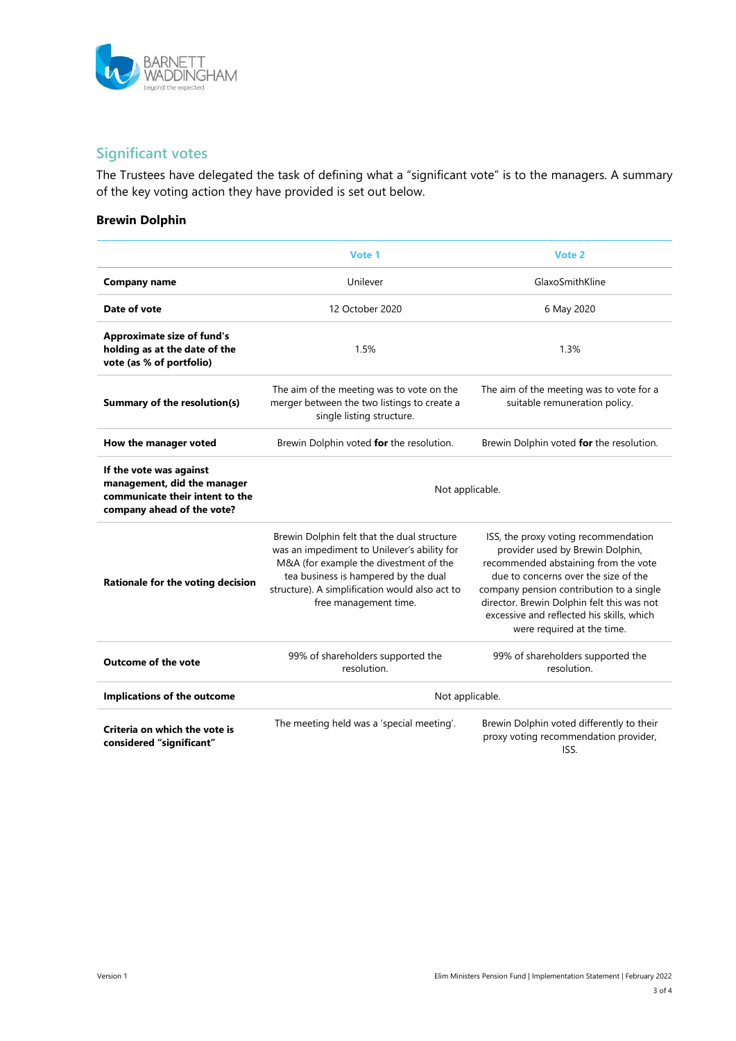## Significant votes

The Trustees have delegated the task of defining what a "significant vote" is to the managers. A summary of the key voting action they have provided is set out below.

### Brewin Dolphin

| | Vote 1 | Vote 2 |
|---|---|---|
| **Company name** | Unilever | GlaxoSmithKline |
| **Date of vote** | 12 October 2020 | 6 May 2020 |
| **Approximate size of fund's holding as at the date of the vote (as % of portfolio)** | 1.5% | 1.3% |
| **Summary of the resolution(s)** | The aim of the meeting was to vote on the merger between the two listings to create a single listing structure. | The aim of the meeting was to vote for a suitable remuneration policy. |
| **How the manager voted** | Brewin Dolphin voted **for** the resolution. | Brewin Dolphin voted **for** the resolution. |
| **If the vote was against management, did the manager communicate their intent to the company ahead of the vote?** | Not applicable. | |
| **Rationale for the voting decision** | Brewin Dolphin felt that the dual structure was an impediment to Unilever's ability for M&A (for example the divestment of the tea business is hampered by the dual structure). A simplification would also act to free management time. | ISS, the proxy voting recommendation provider used by Brewin Dolphin, recommended abstaining from the vote due to concerns over the size of the company pension contribution to a single director. Brewin Dolphin felt this was not excessive and reflected his skills, which were required at the time. |
| **Outcome of the vote** | 99% of shareholders supported the resolution. | 99% of shareholders supported the resolution. |
| **Implications of the outcome** | Not applicable. | |
| **Criteria on which the vote is considered "significant"** | The meeting held was a 'special meeting'. | Brewin Dolphin voted differently to their proxy voting recommendation provider, ISS. |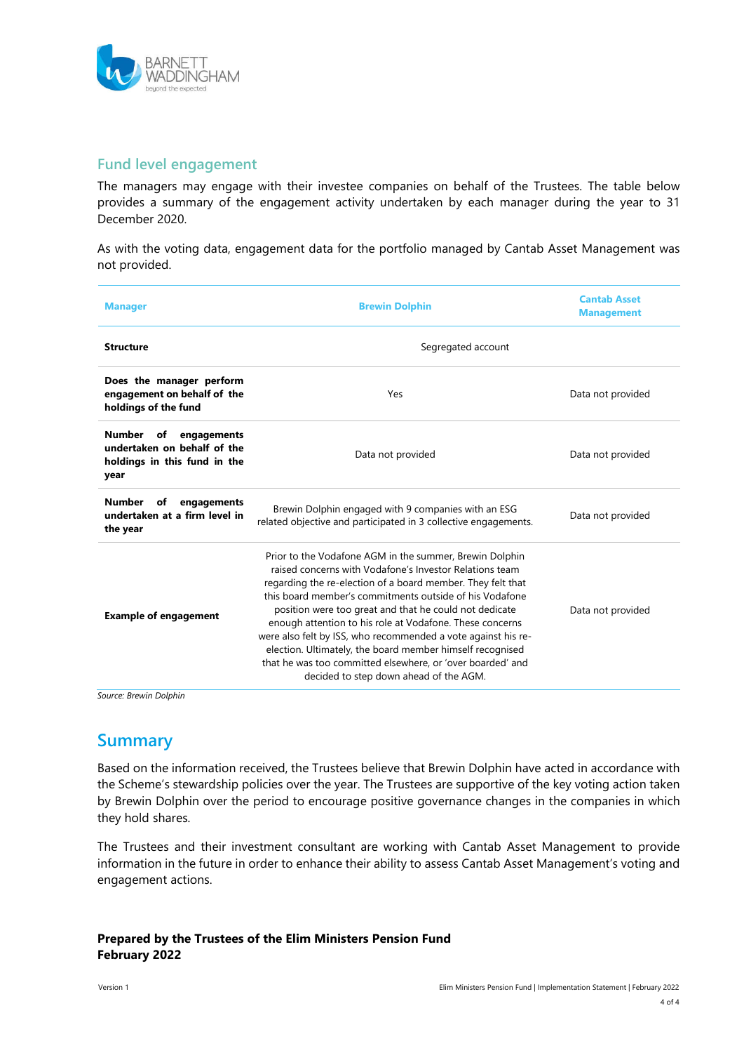## Fund level engagement

The managers may engage with their investee companies on behalf of the Trustees. The table below provides a summary of the engagement activity undertaken by each manager during the year to 31 December 2020.

As with the voting data, engagement data for the portfolio managed by Cantab Asset Management was not provided.

| Manager | Brewin Dolphin | Cantab Asset Management |
|---|---|---|
| **Structure** | Segregated account | |
| **Does the manager perform engagement on behalf of the holdings of the fund** | Yes | Data not provided |
| **Number of engagements undertaken on behalf of the holdings in this fund in the year** | Data not provided | Data not provided |
| **Number of engagements undertaken at a firm level in the year** | Brewin Dolphin engaged with 9 companies with an ESG related objective and participated in 3 collective engagements. | Data not provided |
| **Example of engagement** | Prior to the Vodafone AGM in the summer, Brewin Dolphin raised concerns with Vodafone's Investor Relations team regarding the re-election of a board member. They felt that this board member's commitments outside of his Vodafone position were too great and that he could not dedicate enough attention to his role at Vodafone. These concerns were also felt by ISS, who recommended a vote against his re-election. Ultimately, the board member himself recognised that he was too committed elsewhere, or 'over boarded' and decided to step down ahead of the AGM. | Data not provided |

*Source: Brewin Dolphin*

# Summary

Based on the information received, the Trustees believe that Brewin Dolphin have acted in accordance with the Scheme's stewardship policies over the year. The Trustees are supportive of the key voting action taken by Brewin Dolphin over the period to encourage positive governance changes in the companies in which they hold shares.

The Trustees and their investment consultant are working with Cantab Asset Management to provide information in the future in order to enhance their ability to assess Cantab Asset Management's voting and engagement actions.

**Prepared by the Trustees of the Elim Ministers Pension Fund**
**February 2022**